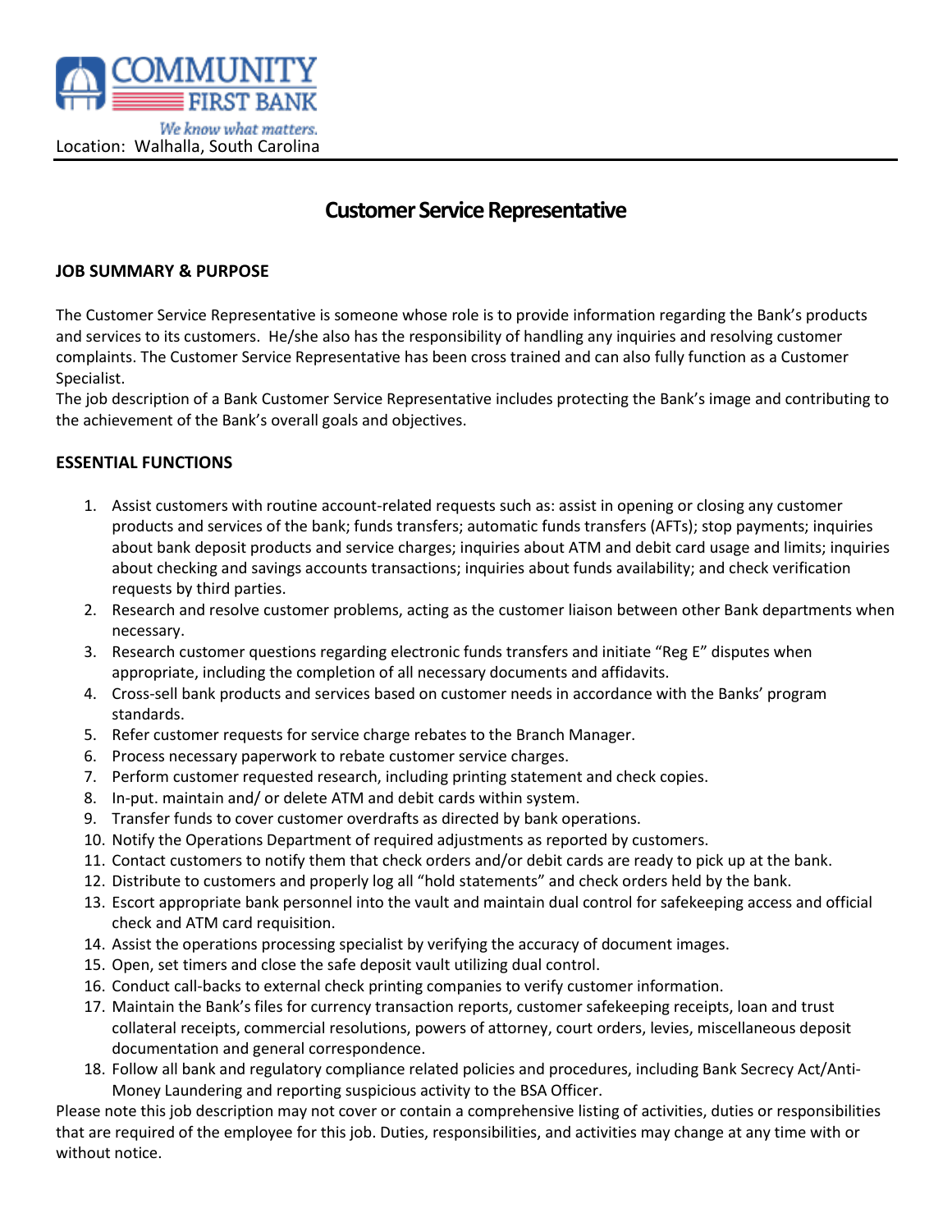COMMUNITY FIRST BANK

*We know what matters.*

Location: Walhalla, South Carolina

# Customer Service Representative

## JOB SUMMARY & PURPOSE

The Customer Service Representative is someone whose role is to provide information regarding the Bank's products and services to its customers. He/she also has the responsibility of handling any inquiries and resolving customer complaints. The Customer Service Representative has been cross trained and can also fully function as a Customer Specialist.

The job description of a Bank Customer Service Representative includes protecting the Bank's image and contributing to the achievement of the Bank's overall goals and objectives.

## ESSENTIAL FUNCTIONS

1. Assist customers with routine account-related requests such as: assist in opening or closing any customer products and services of the bank; funds transfers; automatic funds transfers (AFTs); stop payments; inquiries about bank deposit products and service charges; inquiries about ATM and debit card usage and limits; inquiries about checking and savings accounts transactions; inquiries about funds availability; and check verification requests by third parties.
2. Research and resolve customer problems, acting as the customer liaison between other Bank departments when necessary.
3. Research customer questions regarding electronic funds transfers and initiate "Reg E" disputes when appropriate, including the completion of all necessary documents and affidavits.
4. Cross-sell bank products and services based on customer needs in accordance with the Banks' program standards.
5. Refer customer requests for service charge rebates to the Branch Manager.
6. Process necessary paperwork to rebate customer service charges.
7. Perform customer requested research, including printing statement and check copies.
8. In-put. maintain and/ or delete ATM and debit cards within system.
9. Transfer funds to cover customer overdrafts as directed by bank operations.
10. Notify the Operations Department of required adjustments as reported by customers.
11. Contact customers to notify them that check orders and/or debit cards are ready to pick up at the bank.
12. Distribute to customers and properly log all "hold statements" and check orders held by the bank.
13. Escort appropriate bank personnel into the vault and maintain dual control for safekeeping access and official check and ATM card requisition.
14. Assist the operations processing specialist by verifying the accuracy of document images.
15. Open, set timers and close the safe deposit vault utilizing dual control.
16. Conduct call-backs to external check printing companies to verify customer information.
17. Maintain the Bank's files for currency transaction reports, customer safekeeping receipts, loan and trust collateral receipts, commercial resolutions, powers of attorney, court orders, levies, miscellaneous deposit documentation and general correspondence.
18. Follow all bank and regulatory compliance related policies and procedures, including Bank Secrecy Act/Anti-Money Laundering and reporting suspicious activity to the BSA Officer.

Please note this job description may not cover or contain a comprehensive listing of activities, duties or responsibilities that are required of the employee for this job. Duties, responsibilities, and activities may change at any time with or without notice.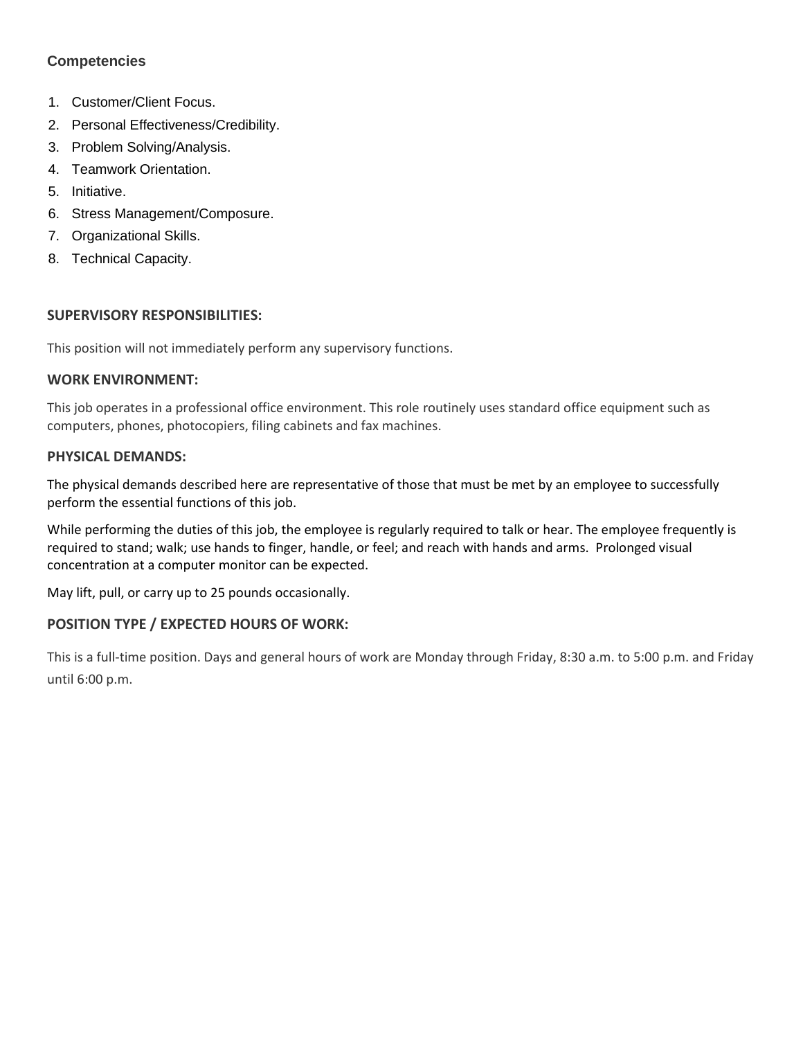### Competencies

1. Customer/Client Focus.
2. Personal Effectiveness/Credibility.
3. Problem Solving/Analysis.
4. Teamwork Orientation.
5. Initiative.
6. Stress Management/Composure.
7. Organizational Skills.
8. Technical Capacity.

### SUPERVISORY RESPONSIBILITIES:

This position will not immediately perform any supervisory functions.

### WORK ENVIRONMENT:

This job operates in a professional office environment. This role routinely uses standard office equipment such as computers, phones, photocopiers, filing cabinets and fax machines.

### PHYSICAL DEMANDS:

The physical demands described here are representative of those that must be met by an employee to successfully perform the essential functions of this job.

While performing the duties of this job, the employee is regularly required to talk or hear. The employee frequently is required to stand; walk; use hands to finger, handle, or feel; and reach with hands and arms. Prolonged visual concentration at a computer monitor can be expected.

May lift, pull, or carry up to 25 pounds occasionally.

### POSITION TYPE / EXPECTED HOURS OF WORK:

This is a full-time position. Days and general hours of work are Monday through Friday, 8:30 a.m. to 5:00 p.m. and Friday until 6:00 p.m.